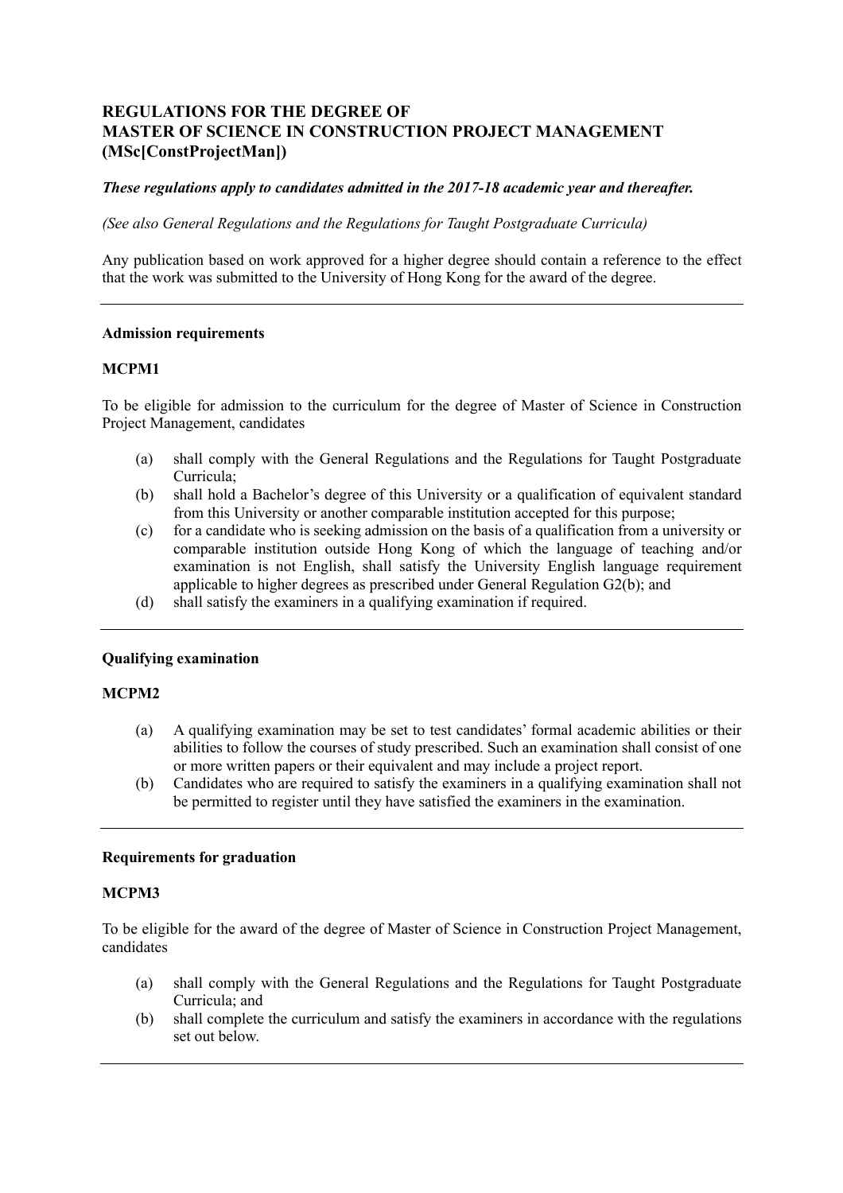# REGULATIONS FOR THE DEGREE OF MASTER OF SCIENCE IN CONSTRUCTION PROJECT MANAGEMENT (MSc[ConstProjectMan])

***These regulations apply to candidates admitted in the 2017-18 academic year and thereafter.***

*(See also General Regulations and the Regulations for Taught Postgraduate Curricula)*

Any publication based on work approved for a higher degree should contain a reference to the effect that the work was submitted to the University of Hong Kong for the award of the degree.

---

**Admission requirements**

**MCPM1**

To be eligible for admission to the curriculum for the degree of Master of Science in Construction Project Management, candidates

- (a) shall comply with the General Regulations and the Regulations for Taught Postgraduate Curricula;
- (b) shall hold a Bachelor's degree of this University or a qualification of equivalent standard from this University or another comparable institution accepted for this purpose;
- (c) for a candidate who is seeking admission on the basis of a qualification from a university or comparable institution outside Hong Kong of which the language of teaching and/or examination is not English, shall satisfy the University English language requirement applicable to higher degrees as prescribed under General Regulation G2(b); and
- (d) shall satisfy the examiners in a qualifying examination if required.

---

**Qualifying examination**

**MCPM2**

- (a) A qualifying examination may be set to test candidates' formal academic abilities or their abilities to follow the courses of study prescribed. Such an examination shall consist of one or more written papers or their equivalent and may include a project report.
- (b) Candidates who are required to satisfy the examiners in a qualifying examination shall not be permitted to register until they have satisfied the examiners in the examination.

---

**Requirements for graduation**

**MCPM3**

To be eligible for the award of the degree of Master of Science in Construction Project Management, candidates

- (a) shall comply with the General Regulations and the Regulations for Taught Postgraduate Curricula; and
- (b) shall complete the curriculum and satisfy the examiners in accordance with the regulations set out below.

---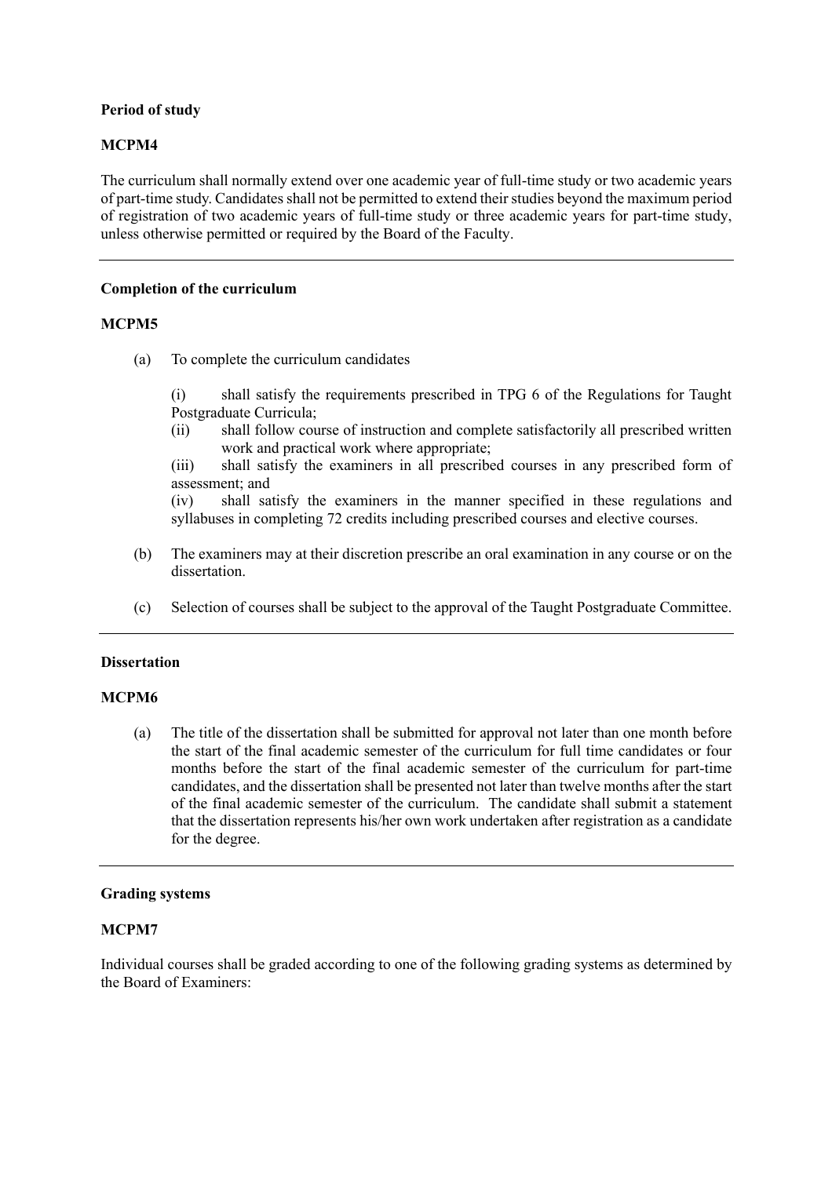**Period of study**

**MCPM4**

The curriculum shall normally extend over one academic year of full-time study or two academic years of part-time study. Candidates shall not be permitted to extend their studies beyond the maximum period of registration of two academic years of full-time study or three academic years for part-time study, unless otherwise permitted or required by the Board of the Faculty.

---

**Completion of the curriculum**

**MCPM5**

(a) To complete the curriculum candidates

(i) shall satisfy the requirements prescribed in TPG 6 of the Regulations for Taught Postgraduate Curricula;
(ii) shall follow course of instruction and complete satisfactorily all prescribed written work and practical work where appropriate;
(iii) shall satisfy the examiners in all prescribed courses in any prescribed form of assessment; and
(iv) shall satisfy the examiners in the manner specified in these regulations and syllabuses in completing 72 credits including prescribed courses and elective courses.

(b) The examiners may at their discretion prescribe an oral examination in any course or on the dissertation.

(c) Selection of courses shall be subject to the approval of the Taught Postgraduate Committee.

---

**Dissertation**

**MCPM6**

(a) The title of the dissertation shall be submitted for approval not later than one month before the start of the final academic semester of the curriculum for full time candidates or four months before the start of the final academic semester of the curriculum for part-time candidates, and the dissertation shall be presented not later than twelve months after the start of the final academic semester of the curriculum. The candidate shall submit a statement that the dissertation represents his/her own work undertaken after registration as a candidate for the degree.

---

**Grading systems**

**MCPM7**

Individual courses shall be graded according to one of the following grading systems as determined by the Board of Examiners: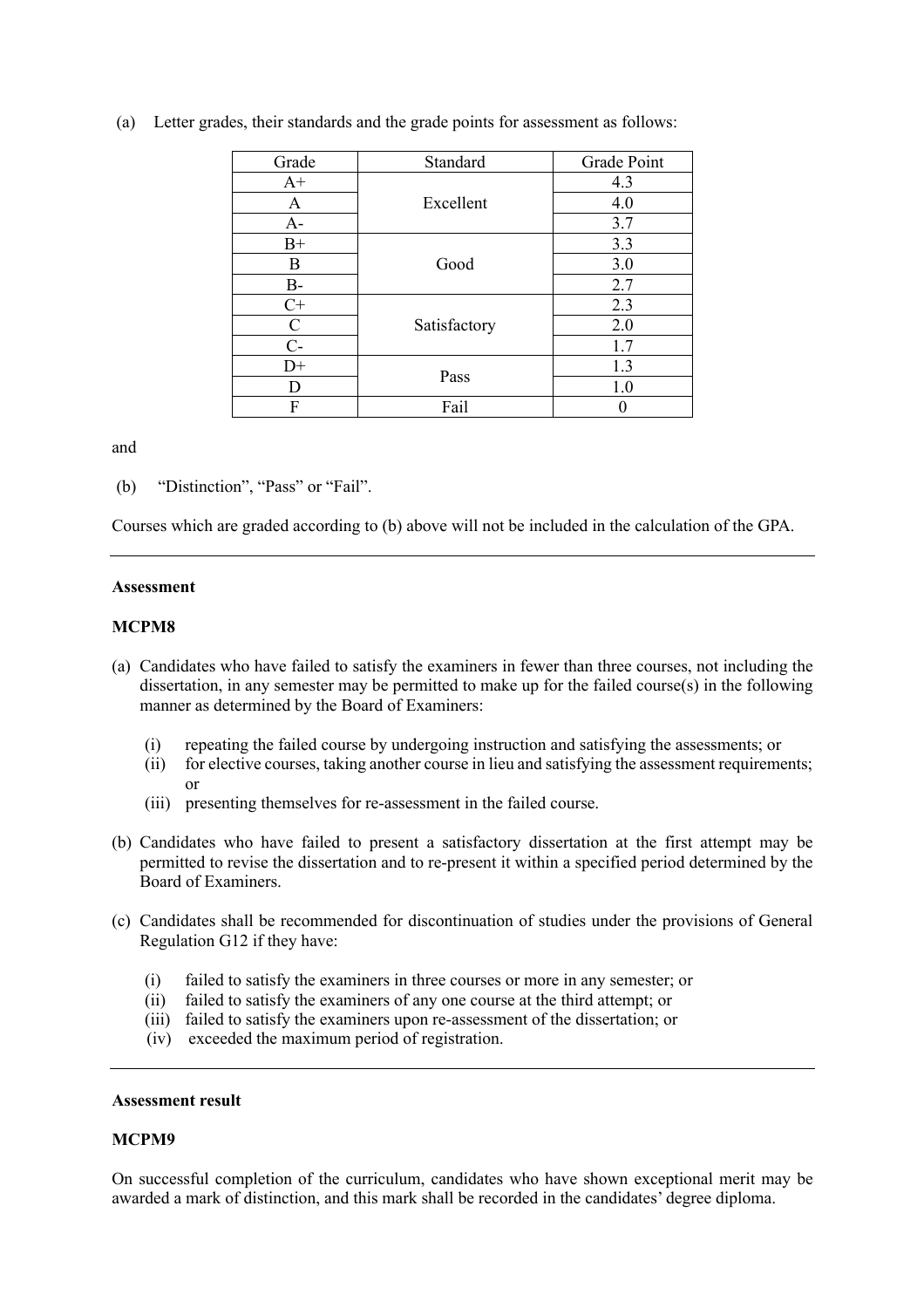(a) Letter grades, their standards and the grade points for assessment as follows:

| Grade | Standard | Grade Point |
|---|---|---|
| A+ | Excellent | 4.3 |
| A | | 4.0 |
| A- | | 3.7 |
| B+ | Good | 3.3 |
| B | | 3.0 |
| B- | | 2.7 |
| C+ | Satisfactory | 2.3 |
| C | | 2.0 |
| C- | | 1.7 |
| D+ | Pass | 1.3 |
| D | | 1.0 |
| F | Fail | 0 |

and

(b) "Distinction", "Pass" or "Fail".

Courses which are graded according to (b) above will not be included in the calculation of the GPA.

---

**Assessment**

**MCPM8**

(a) Candidates who have failed to satisfy the examiners in fewer than three courses, not including the dissertation, in any semester may be permitted to make up for the failed course(s) in the following manner as determined by the Board of Examiners:

- (i) repeating the failed course by undergoing instruction and satisfying the assessments; or
- (ii) for elective courses, taking another course in lieu and satisfying the assessment requirements; or
- (iii) presenting themselves for re-assessment in the failed course.

(b) Candidates who have failed to present a satisfactory dissertation at the first attempt may be permitted to revise the dissertation and to re-present it within a specified period determined by the Board of Examiners.

(c) Candidates shall be recommended for discontinuation of studies under the provisions of General Regulation G12 if they have:

- (i) failed to satisfy the examiners in three courses or more in any semester; or
- (ii) failed to satisfy the examiners of any one course at the third attempt; or
- (iii) failed to satisfy the examiners upon re-assessment of the dissertation; or
- (iv) exceeded the maximum period of registration.

---

**Assessment result**

**MCPM9**

On successful completion of the curriculum, candidates who have shown exceptional merit may be awarded a mark of distinction, and this mark shall be recorded in the candidates' degree diploma.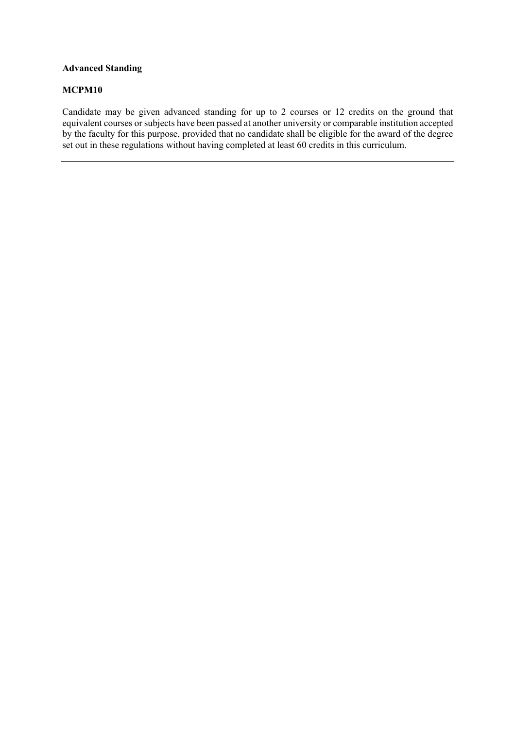**Advanced Standing**

**MCPM10**

Candidate may be given advanced standing for up to 2 courses or 12 credits on the ground that equivalent courses or subjects have been passed at another university or comparable institution accepted by the faculty for this purpose, provided that no candidate shall be eligible for the award of the degree set out in these regulations without having completed at least 60 credits in this curriculum.

---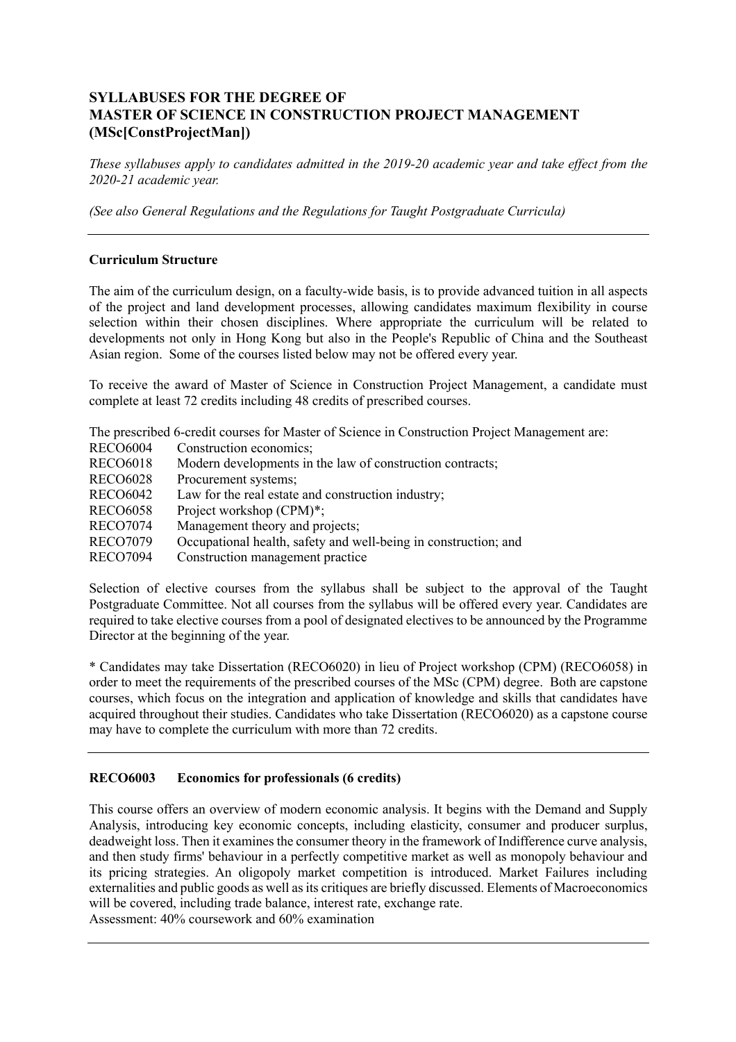## SYLLABUSES FOR THE DEGREE OF MASTER OF SCIENCE IN CONSTRUCTION PROJECT MANAGEMENT (MSc[ConstProjectMan])

*These syllabuses apply to candidates admitted in the 2019-20 academic year and take effect from the 2020-21 academic year.*

*(See also General Regulations and the Regulations for Taught Postgraduate Curricula)*

---

### Curriculum Structure

The aim of the curriculum design, on a faculty-wide basis, is to provide advanced tuition in all aspects of the project and land development processes, allowing candidates maximum flexibility in course selection within their chosen disciplines. Where appropriate the curriculum will be related to developments not only in Hong Kong but also in the People's Republic of China and the Southeast Asian region. Some of the courses listed below may not be offered every year.

To receive the award of Master of Science in Construction Project Management, a candidate must complete at least 72 credits including 48 credits of prescribed courses.

The prescribed 6-credit courses for Master of Science in Construction Project Management are:

RECO6004 Construction economics;
RECO6018 Modern developments in the law of construction contracts;
RECO6028 Procurement systems;
RECO6042 Law for the real estate and construction industry;
RECO6058 Project workshop (CPM)*;
RECO7074 Management theory and projects;
RECO7079 Occupational health, safety and well-being in construction; and
RECO7094 Construction management practice

Selection of elective courses from the syllabus shall be subject to the approval of the Taught Postgraduate Committee. Not all courses from the syllabus will be offered every year. Candidates are required to take elective courses from a pool of designated electives to be announced by the Programme Director at the beginning of the year.

\* Candidates may take Dissertation (RECO6020) in lieu of Project workshop (CPM) (RECO6058) in order to meet the requirements of the prescribed courses of the MSc (CPM) degree. Both are capstone courses, which focus on the integration and application of knowledge and skills that candidates have acquired throughout their studies. Candidates who take Dissertation (RECO6020) as a capstone course may have to complete the curriculum with more than 72 credits.

---

### RECO6003 Economics for professionals (6 credits)

This course offers an overview of modern economic analysis. It begins with the Demand and Supply Analysis, introducing key economic concepts, including elasticity, consumer and producer surplus, deadweight loss. Then it examines the consumer theory in the framework of Indifference curve analysis, and then study firms' behaviour in a perfectly competitive market as well as monopoly behaviour and its pricing strategies. An oligopoly market competition is introduced. Market Failures including externalities and public goods as well as its critiques are briefly discussed. Elements of Macroeconomics will be covered, including trade balance, interest rate, exchange rate.
Assessment: 40% coursework and 60% examination

---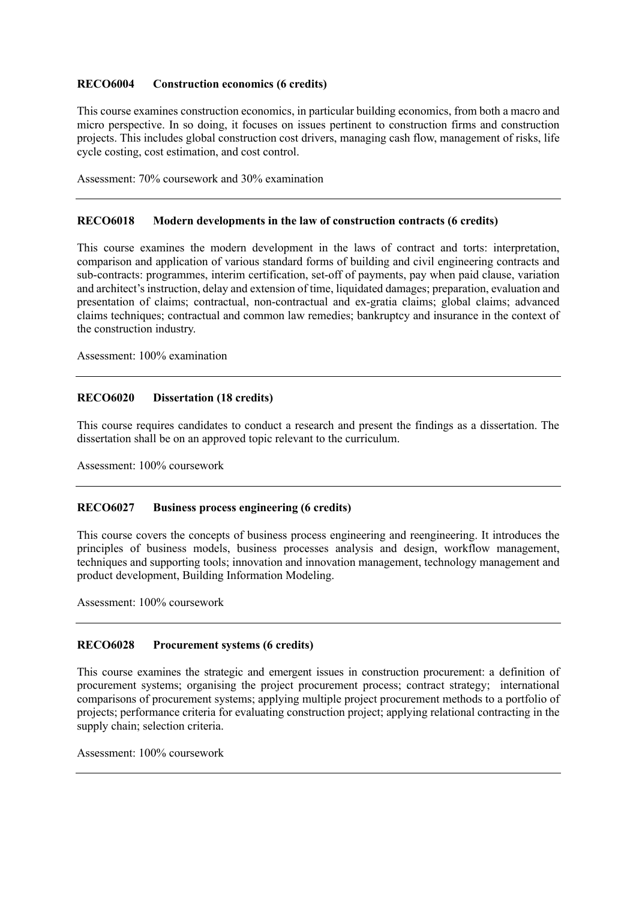### RECO6004 Construction economics (6 credits)

This course examines construction economics, in particular building economics, from both a macro and micro perspective. In so doing, it focuses on issues pertinent to construction firms and construction projects. This includes global construction cost drivers, managing cash flow, management of risks, life cycle costing, cost estimation, and cost control.

Assessment: 70% coursework and 30% examination

---

### RECO6018 Modern developments in the law of construction contracts (6 credits)

This course examines the modern development in the laws of contract and torts: interpretation, comparison and application of various standard forms of building and civil engineering contracts and sub-contracts: programmes, interim certification, set-off of payments, pay when paid clause, variation and architect's instruction, delay and extension of time, liquidated damages; preparation, evaluation and presentation of claims; contractual, non-contractual and ex-gratia claims; global claims; advanced claims techniques; contractual and common law remedies; bankruptcy and insurance in the context of the construction industry.

Assessment: 100% examination

---

### RECO6020 Dissertation (18 credits)

This course requires candidates to conduct a research and present the findings as a dissertation. The dissertation shall be on an approved topic relevant to the curriculum.

Assessment: 100% coursework

---

### RECO6027 Business process engineering (6 credits)

This course covers the concepts of business process engineering and reengineering. It introduces the principles of business models, business processes analysis and design, workflow management, techniques and supporting tools; innovation and innovation management, technology management and product development, Building Information Modeling.

Assessment: 100% coursework

---

### RECO6028 Procurement systems (6 credits)

This course examines the strategic and emergent issues in construction procurement: a definition of procurement systems; organising the project procurement process; contract strategy; international comparisons of procurement systems; applying multiple project procurement methods to a portfolio of projects; performance criteria for evaluating construction project; applying relational contracting in the supply chain; selection criteria.

Assessment: 100% coursework

---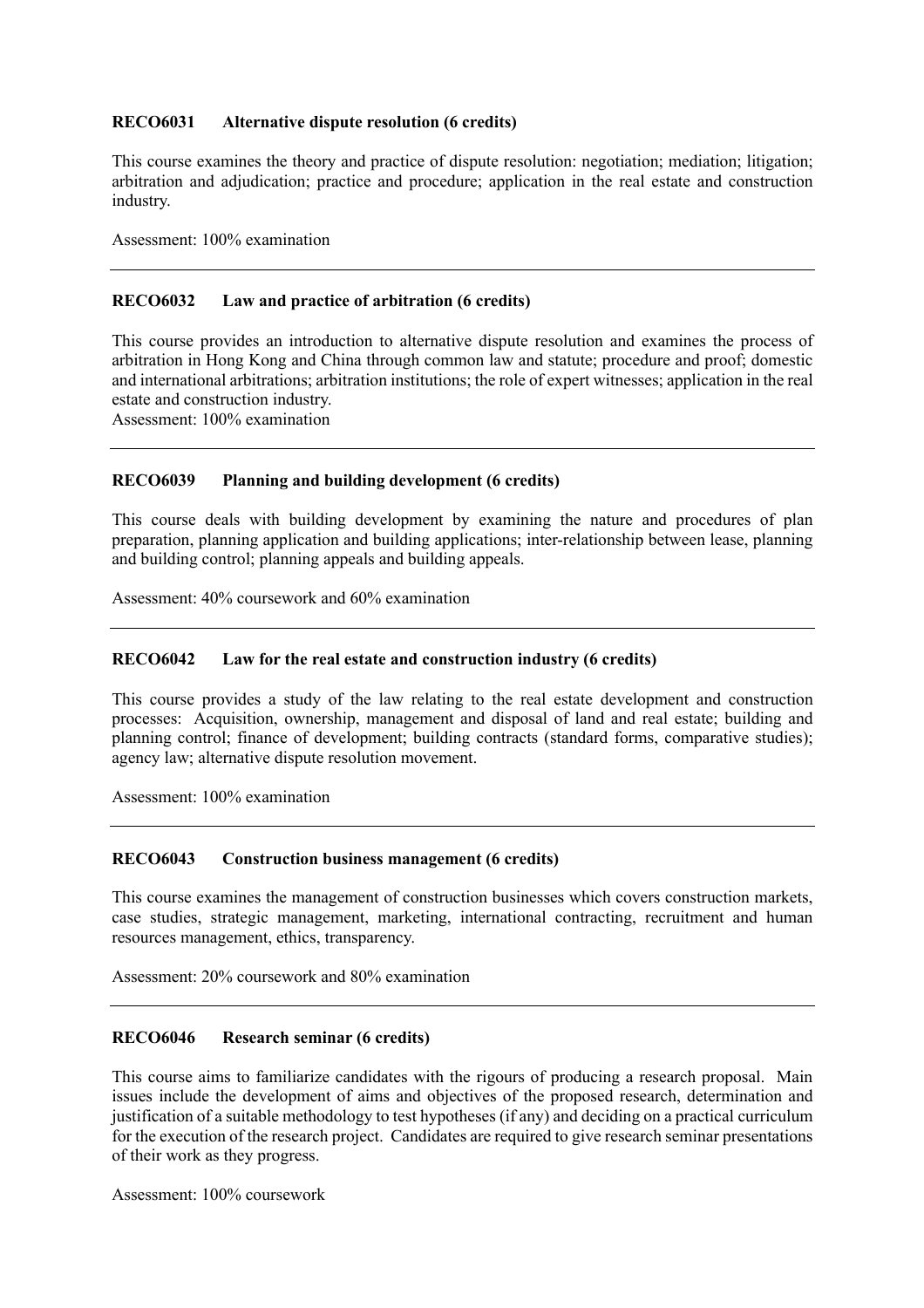**RECO6031 Alternative dispute resolution (6 credits)**

This course examines the theory and practice of dispute resolution: negotiation; mediation; litigation; arbitration and adjudication; practice and procedure; application in the real estate and construction industry.

Assessment: 100% examination

---

**RECO6032 Law and practice of arbitration (6 credits)**

This course provides an introduction to alternative dispute resolution and examines the process of arbitration in Hong Kong and China through common law and statute; procedure and proof; domestic and international arbitrations; arbitration institutions; the role of expert witnesses; application in the real estate and construction industry.
Assessment: 100% examination

---

**RECO6039 Planning and building development (6 credits)**

This course deals with building development by examining the nature and procedures of plan preparation, planning application and building applications; inter-relationship between lease, planning and building control; planning appeals and building appeals.

Assessment: 40% coursework and 60% examination

---

**RECO6042 Law for the real estate and construction industry (6 credits)**

This course provides a study of the law relating to the real estate development and construction processes: Acquisition, ownership, management and disposal of land and real estate; building and planning control; finance of development; building contracts (standard forms, comparative studies); agency law; alternative dispute resolution movement.

Assessment: 100% examination

---

**RECO6043 Construction business management (6 credits)**

This course examines the management of construction businesses which covers construction markets, case studies, strategic management, marketing, international contracting, recruitment and human resources management, ethics, transparency.

Assessment: 20% coursework and 80% examination

---

**RECO6046 Research seminar (6 credits)**

This course aims to familiarize candidates with the rigours of producing a research proposal. Main issues include the development of aims and objectives of the proposed research, determination and justification of a suitable methodology to test hypotheses (if any) and deciding on a practical curriculum for the execution of the research project. Candidates are required to give research seminar presentations of their work as they progress.

Assessment: 100% coursework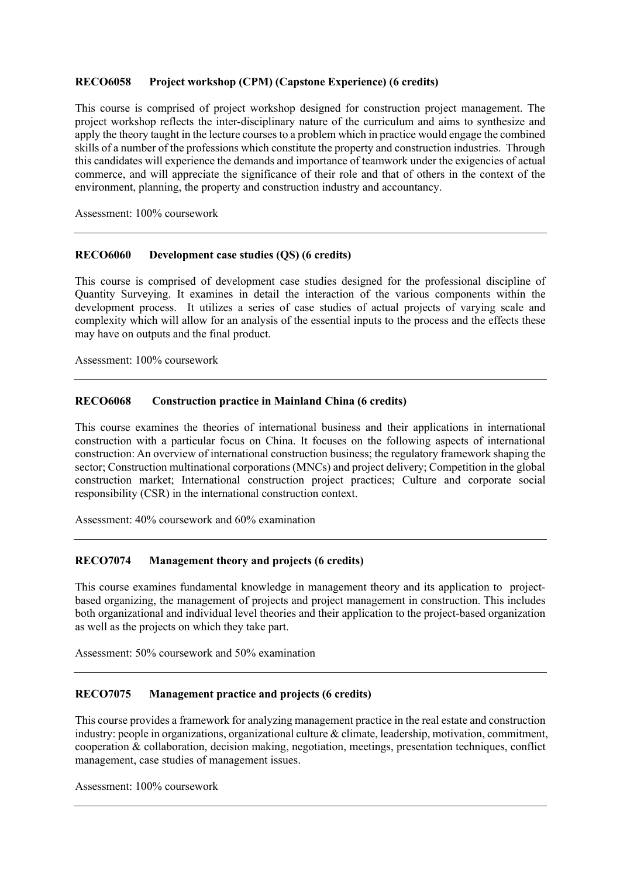**RECO6058 Project workshop (CPM) (Capstone Experience) (6 credits)**

This course is comprised of project workshop designed for construction project management. The project workshop reflects the inter-disciplinary nature of the curriculum and aims to synthesize and apply the theory taught in the lecture courses to a problem which in practice would engage the combined skills of a number of the professions which constitute the property and construction industries. Through this candidates will experience the demands and importance of teamwork under the exigencies of actual commerce, and will appreciate the significance of their role and that of others in the context of the environment, planning, the property and construction industry and accountancy.

Assessment: 100% coursework

---

**RECO6060 Development case studies (QS) (6 credits)**

This course is comprised of development case studies designed for the professional discipline of Quantity Surveying. It examines in detail the interaction of the various components within the development process. It utilizes a series of case studies of actual projects of varying scale and complexity which will allow for an analysis of the essential inputs to the process and the effects these may have on outputs and the final product.

Assessment: 100% coursework

---

**RECO6068 Construction practice in Mainland China (6 credits)**

This course examines the theories of international business and their applications in international construction with a particular focus on China. It focuses on the following aspects of international construction: An overview of international construction business; the regulatory framework shaping the sector; Construction multinational corporations (MNCs) and project delivery; Competition in the global construction market; International construction project practices; Culture and corporate social responsibility (CSR) in the international construction context.

Assessment: 40% coursework and 60% examination

---

**RECO7074 Management theory and projects (6 credits)**

This course examines fundamental knowledge in management theory and its application to project-based organizing, the management of projects and project management in construction. This includes both organizational and individual level theories and their application to the project-based organization as well as the projects on which they take part.

Assessment: 50% coursework and 50% examination

---

**RECO7075 Management practice and projects (6 credits)**

This course provides a framework for analyzing management practice in the real estate and construction industry: people in organizations, organizational culture & climate, leadership, motivation, commitment, cooperation & collaboration, decision making, negotiation, meetings, presentation techniques, conflict management, case studies of management issues.

Assessment: 100% coursework

---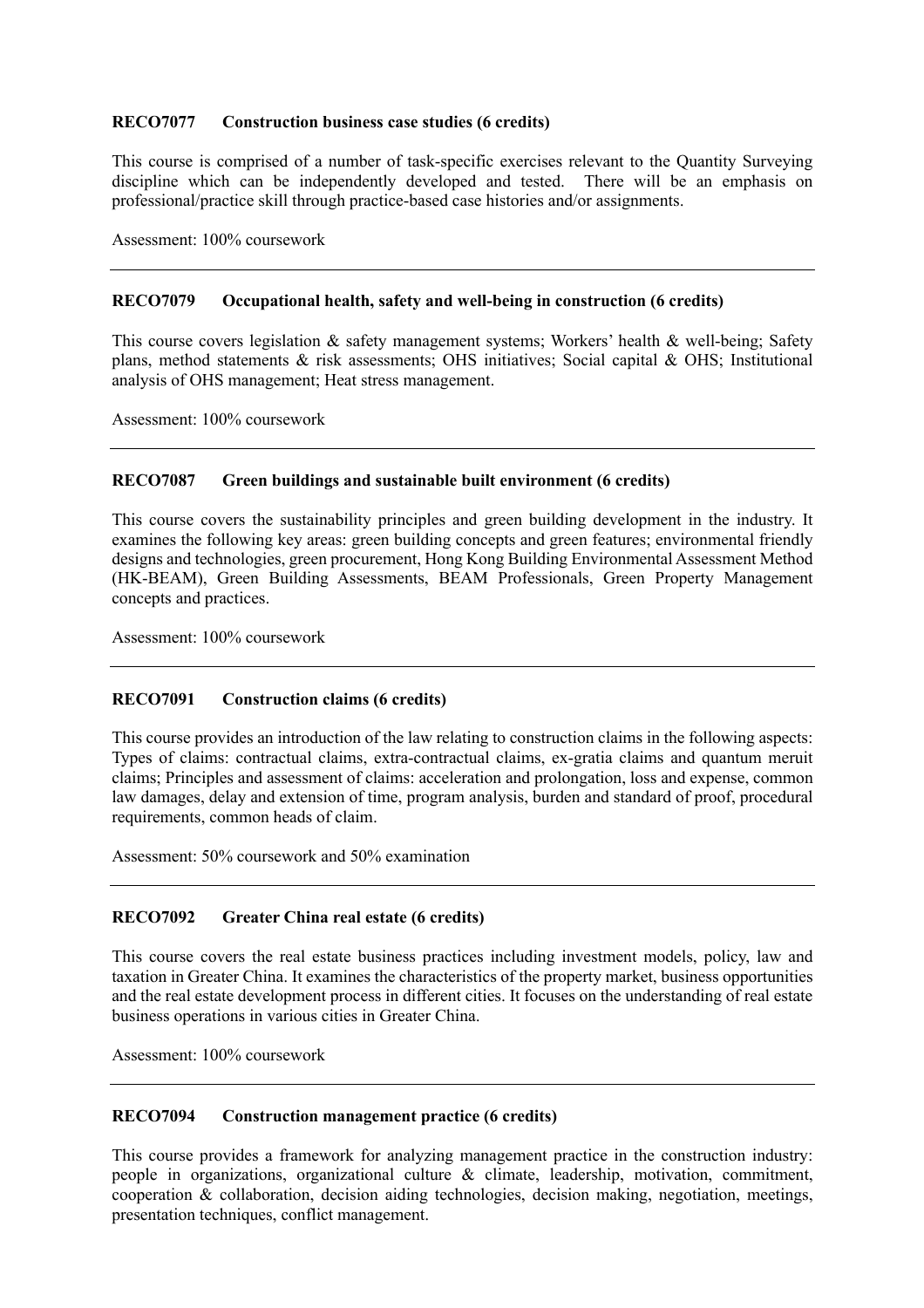**RECO7077 Construction business case studies (6 credits)**

This course is comprised of a number of task-specific exercises relevant to the Quantity Surveying discipline which can be independently developed and tested. There will be an emphasis on professional/practice skill through practice-based case histories and/or assignments.

Assessment: 100% coursework

---

**RECO7079 Occupational health, safety and well-being in construction (6 credits)**

This course covers legislation & safety management systems; Workers' health & well-being; Safety plans, method statements & risk assessments; OHS initiatives; Social capital & OHS; Institutional analysis of OHS management; Heat stress management.

Assessment: 100% coursework

---

**RECO7087 Green buildings and sustainable built environment (6 credits)**

This course covers the sustainability principles and green building development in the industry. It examines the following key areas: green building concepts and green features; environmental friendly designs and technologies, green procurement, Hong Kong Building Environmental Assessment Method (HK-BEAM), Green Building Assessments, BEAM Professionals, Green Property Management concepts and practices.

Assessment: 100% coursework

---

**RECO7091 Construction claims (6 credits)**

This course provides an introduction of the law relating to construction claims in the following aspects: Types of claims: contractual claims, extra-contractual claims, ex-gratia claims and quantum meruit claims; Principles and assessment of claims: acceleration and prolongation, loss and expense, common law damages, delay and extension of time, program analysis, burden and standard of proof, procedural requirements, common heads of claim.

Assessment: 50% coursework and 50% examination

---

**RECO7092 Greater China real estate (6 credits)**

This course covers the real estate business practices including investment models, policy, law and taxation in Greater China. It examines the characteristics of the property market, business opportunities and the real estate development process in different cities. It focuses on the understanding of real estate business operations in various cities in Greater China.

Assessment: 100% coursework

---

**RECO7094 Construction management practice (6 credits)**

This course provides a framework for analyzing management practice in the construction industry: people in organizations, organizational culture & climate, leadership, motivation, commitment, cooperation & collaboration, decision aiding technologies, decision making, negotiation, meetings, presentation techniques, conflict management.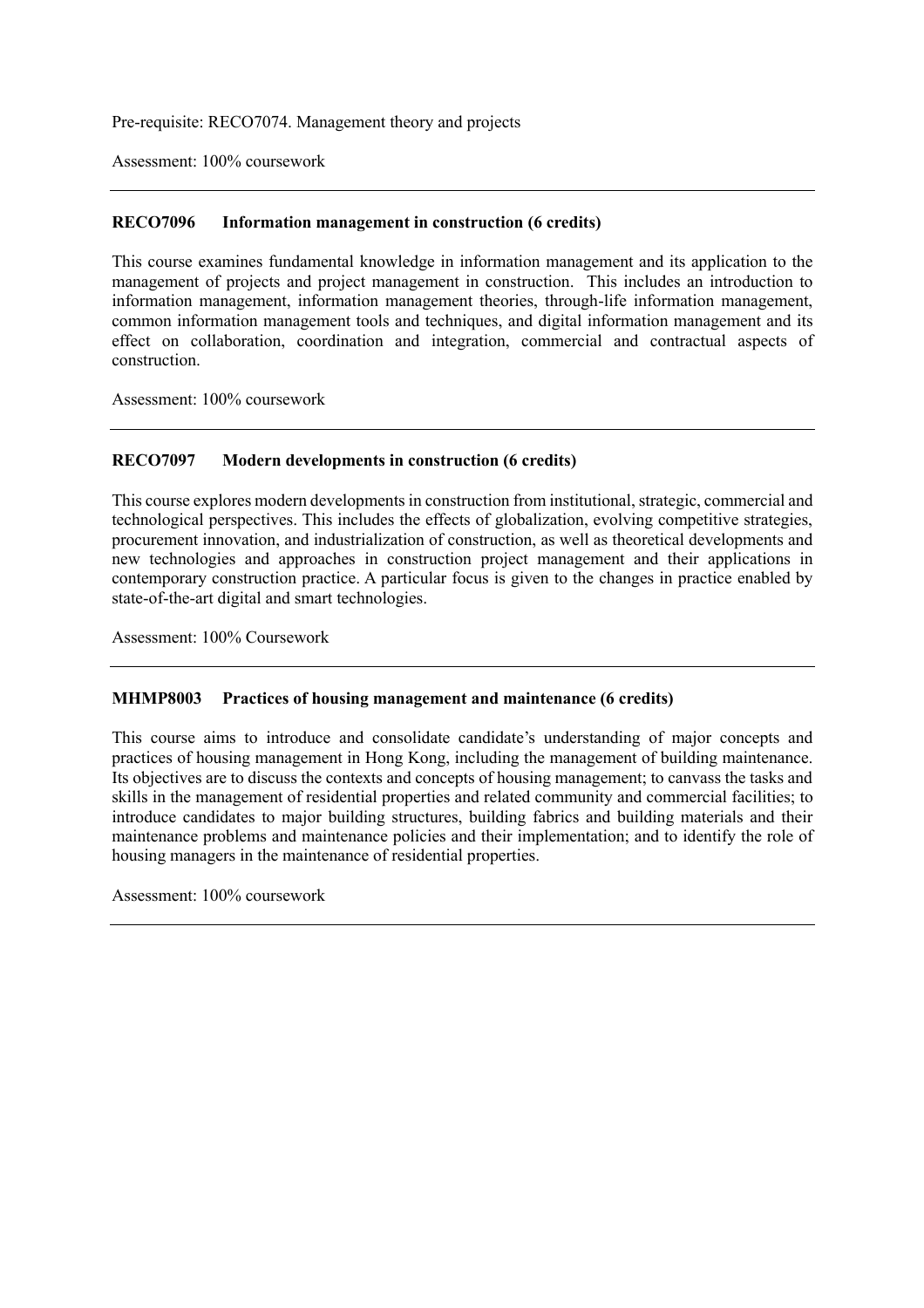Pre-requisite: RECO7074. Management theory and projects

Assessment: 100% coursework

---

### RECO7096 Information management in construction (6 credits)

This course examines fundamental knowledge in information management and its application to the management of projects and project management in construction. This includes an introduction to information management, information management theories, through-life information management, common information management tools and techniques, and digital information management and its effect on collaboration, coordination and integration, commercial and contractual aspects of construction.

Assessment: 100% coursework

---

### RECO7097 Modern developments in construction (6 credits)

This course explores modern developments in construction from institutional, strategic, commercial and technological perspectives. This includes the effects of globalization, evolving competitive strategies, procurement innovation, and industrialization of construction, as well as theoretical developments and new technologies and approaches in construction project management and their applications in contemporary construction practice. A particular focus is given to the changes in practice enabled by state-of-the-art digital and smart technologies.

Assessment: 100% Coursework

---

### MHMP8003 Practices of housing management and maintenance (6 credits)

This course aims to introduce and consolidate candidate's understanding of major concepts and practices of housing management in Hong Kong, including the management of building maintenance. Its objectives are to discuss the contexts and concepts of housing management; to canvass the tasks and skills in the management of residential properties and related community and commercial facilities; to introduce candidates to major building structures, building fabrics and building materials and their maintenance problems and maintenance policies and their implementation; and to identify the role of housing managers in the maintenance of residential properties.

Assessment: 100% coursework

---